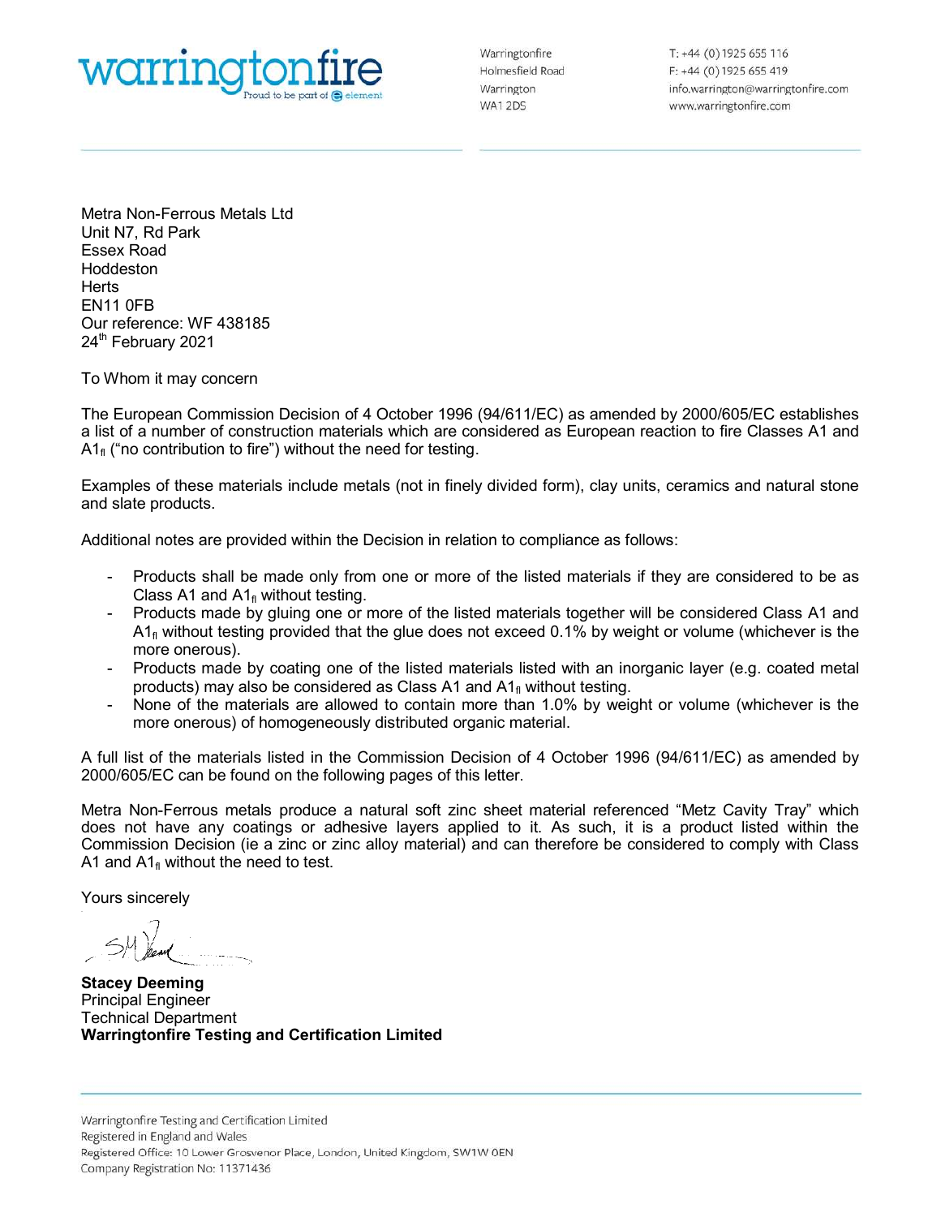warringtonfire
Proud to be part of element

Warringtonfire
Holmesfield Road
Warrington
WA1 2DS

T: +44 (0) 1925 655 116
F: +44 (0) 1925 655 419
info.warrington@warringtonfire.com
www.warringtonfire.com

Metra Non-Ferrous Metals Ltd
Unit N7, Rd Park
Essex Road
Hoddeston
Herts
EN11 0FB
Our reference: WF 438185
24th February 2021

To Whom it may concern

The European Commission Decision of 4 October 1996 (94/611/EC) as amended by 2000/605/EC establishes a list of a number of construction materials which are considered as European reaction to fire Classes A1 and $A1_{fl}$ ("no contribution to fire") without the need for testing.

Examples of these materials include metals (not in finely divided form), clay units, ceramics and natural stone and slate products.

Additional notes are provided within the Decision in relation to compliance as follows:

- Products shall be made only from one or more of the listed materials if they are considered to be as Class A1 and $A1_{fl}$ without testing.
- Products made by gluing one or more of the listed materials together will be considered Class A1 and $A1_{fl}$ without testing provided that the glue does not exceed 0.1% by weight or volume (whichever is the more onerous).
- Products made by coating one of the listed materials listed with an inorganic layer (e.g. coated metal products) may also be considered as Class A1 and $A1_{fl}$ without testing.
- None of the materials are allowed to contain more than 1.0% by weight or volume (whichever is the more onerous) of homogeneously distributed organic material.

A full list of the materials listed in the Commission Decision of 4 October 1996 (94/611/EC) as amended by 2000/605/EC can be found on the following pages of this letter.

Metra Non-Ferrous metals produce a natural soft zinc sheet material referenced "Metz Cavity Tray" which does not have any coatings or adhesive layers applied to it. As such, it is a product listed within the Commission Decision (ie a zinc or zinc alloy material) and can therefore be considered to comply with Class A1 and $A1_{fl}$ without the need to test.

Yours sincerely

**Stacey Deeming**
Principal Engineer
Technical Department
**Warringtonfire Testing and Certification Limited**

Warringtonfire Testing and Certification Limited
Registered in England and Wales
Registered Office: 10 Lower Grosvenor Place, London, United Kingdom, SW1W 0EN
Company Registration No: 11371436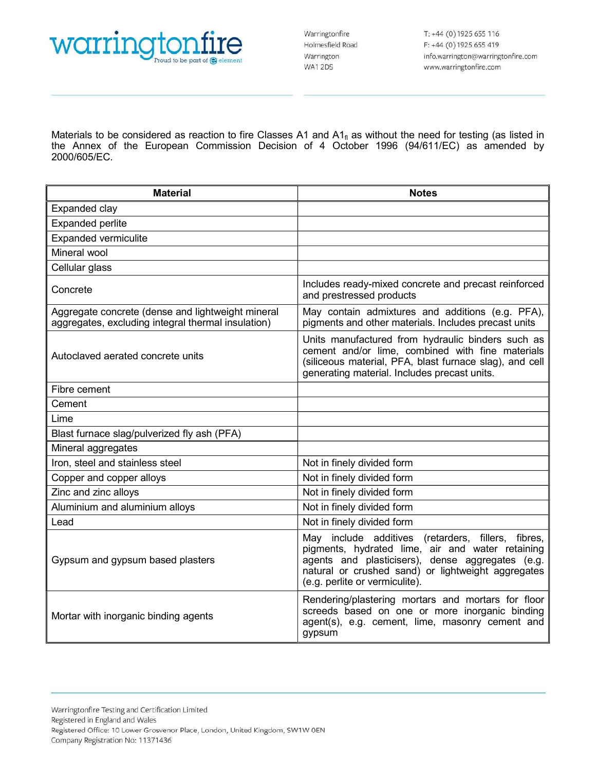Materials to be considered as reaction to fire Classes A1 and A1$_{fl}$ as without the need for testing (as listed in the Annex of the European Commission Decision of 4 October 1996 (94/611/EC) as amended by 2000/605/EC.

| Material | Notes |
|---|---|
| Expanded clay | |
| Expanded perlite | |
| Expanded vermiculite | |
| Mineral wool | |
| Cellular glass | |
| Concrete | Includes ready-mixed concrete and precast reinforced and prestressed products |
| Aggregate concrete (dense and lightweight mineral aggregates, excluding integral thermal insulation) | May contain admixtures and additions (e.g. PFA), pigments and other materials. Includes precast units |
| Autoclaved aerated concrete units | Units manufactured from hydraulic binders such as cement and/or lime, combined with fine materials (siliceous material, PFA, blast furnace slag), and cell generating material. Includes precast units. |
| Fibre cement | |
| Cement | |
| Lime | |
| Blast furnace slag/pulverized fly ash (PFA) | |
| Mineral aggregates | |
| Iron, steel and stainless steel | Not in finely divided form |
| Copper and copper alloys | Not in finely divided form |
| Zinc and zinc alloys | Not in finely divided form |
| Aluminium and aluminium alloys | Not in finely divided form |
| Lead | Not in finely divided form |
| Gypsum and gypsum based plasters | May include additives (retarders, fillers, fibres, pigments, hydrated lime, air and water retaining agents and plasticisers), dense aggregates (e.g. natural or crushed sand) or lightweight aggregates (e.g. perlite or vermiculite). |
| Mortar with inorganic binding agents | Rendering/plastering mortars and mortars for floor screeds based on one or more inorganic binding agent(s), e.g. cement, lime, masonry cement and gypsum |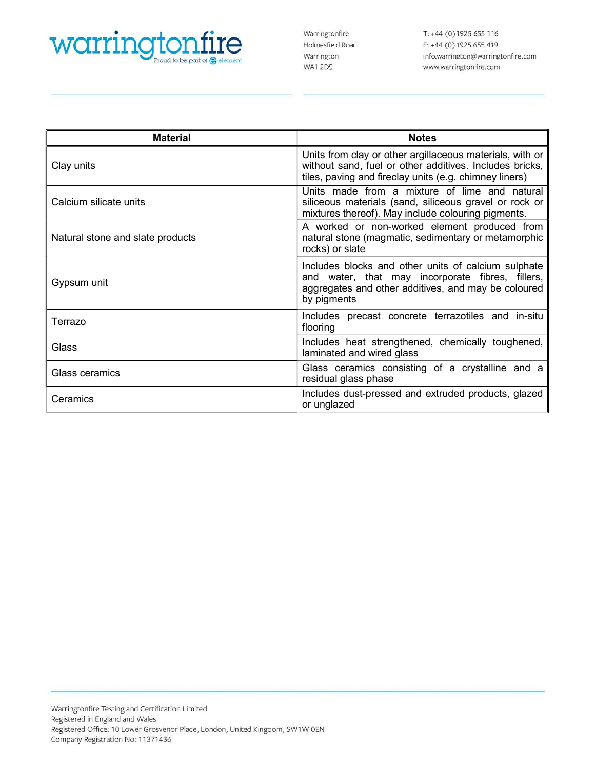| Material | Notes |
| --- | --- |
| Clay units | Units from clay or other argillaceous materials, with or without sand, fuel or other additives. Includes bricks, tiles, paving and fireclay units (e.g. chimney liners) |
| Calcium silicate units | Units made from a mixture of lime and natural siliceous materials (sand, siliceous gravel or rock or mixtures thereof). May include colouring pigments. |
| Natural stone and slate products | A worked or non-worked element produced from natural stone (magmatic, sedimentary or metamorphic rocks) or slate |
| Gypsum unit | Includes blocks and other units of calcium sulphate and water, that may incorporate fibres, fillers, aggregates and other additives, and may be coloured by pigments |
| Terrazo | Includes precast concrete terrazotiles and in-situ flooring |
| Glass | Includes heat strengthened, chemically toughened, laminated and wired glass |
| Glass ceramics | Glass ceramics consisting of a crystalline and a residual glass phase |
| Ceramics | Includes dust-pressed and extruded products, glazed or unglazed |